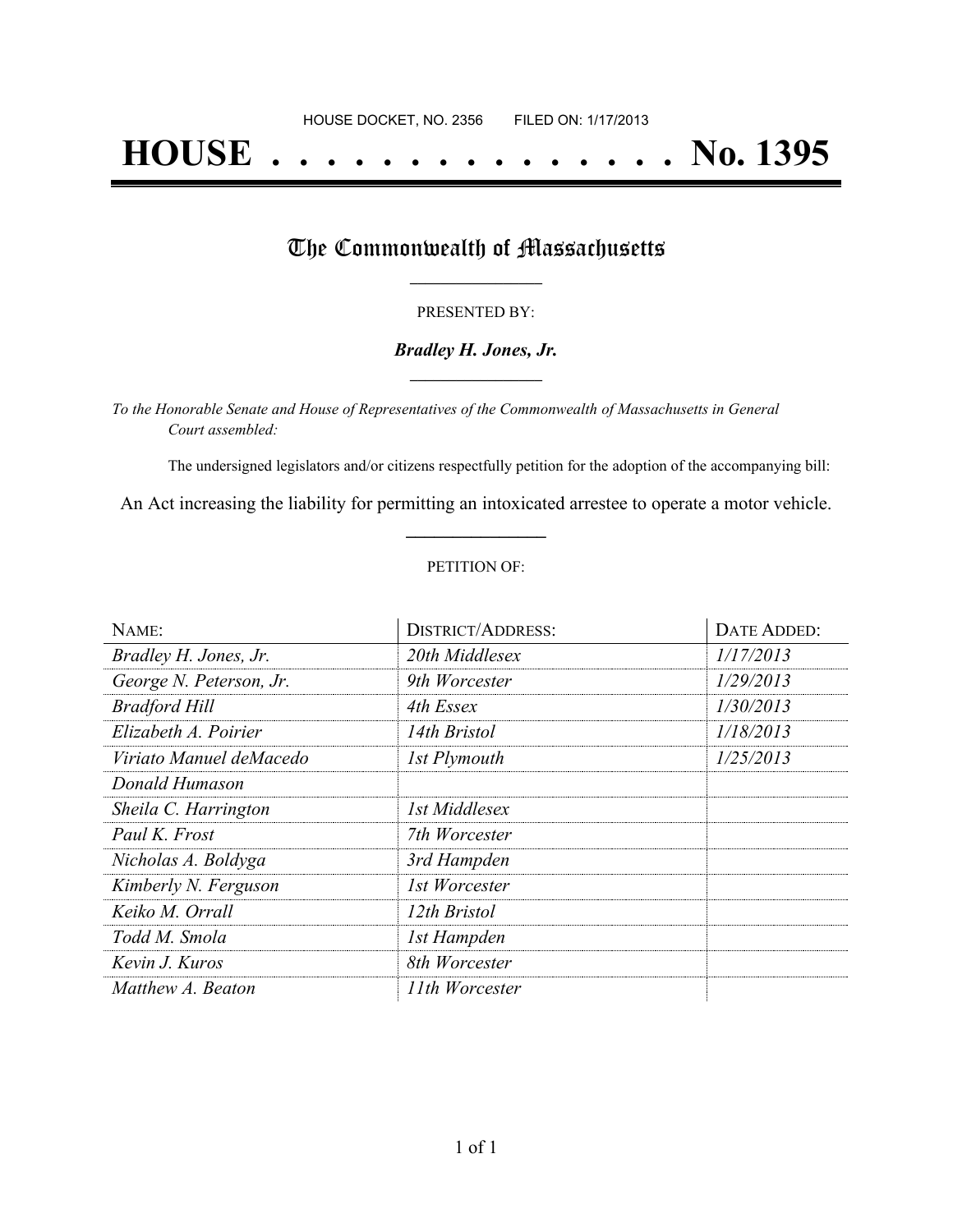HOUSE DOCKET, NO. 2356 FILED ON: 1/17/2013

# HOUSE . . . . . . . . . . . . . . . No. 1395

## The Commonwealth of Massachusetts

PRESENTED BY:

***Bradley H. Jones, Jr.***

*To the Honorable Senate and House of Representatives of the Commonwealth of Massachusetts in General Court assembled:*

The undersigned legislators and/or citizens respectfully petition for the adoption of the accompanying bill:

An Act increasing the liability for permitting an intoxicated arrestee to operate a motor vehicle.

PETITION OF:

| NAME: | DISTRICT/ADDRESS: | DATE ADDED: |
| --- | --- | --- |
| *Bradley H. Jones, Jr.* | *20th Middlesex* | *1/17/2013* |
| *George N. Peterson, Jr.* | *9th Worcester* | *1/29/2013* |
| *Bradford Hill* | *4th Essex* | *1/30/2013* |
| *Elizabeth A. Poirier* | *14th Bristol* | *1/18/2013* |
| *Viriato Manuel deMacedo* | *1st Plymouth* | *1/25/2013* |
| *Donald Humason* | | |
| *Sheila C. Harrington* | *1st Middlesex* | |
| *Paul K. Frost* | *7th Worcester* | |
| *Nicholas A. Boldyga* | *3rd Hampden* | |
| *Kimberly N. Ferguson* | *1st Worcester* | |
| *Keiko M. Orrall* | *12th Bristol* | |
| *Todd M. Smola* | *1st Hampden* | |
| *Kevin J. Kuros* | *8th Worcester* | |
| *Matthew A. Beaton* | *11th Worcester* | |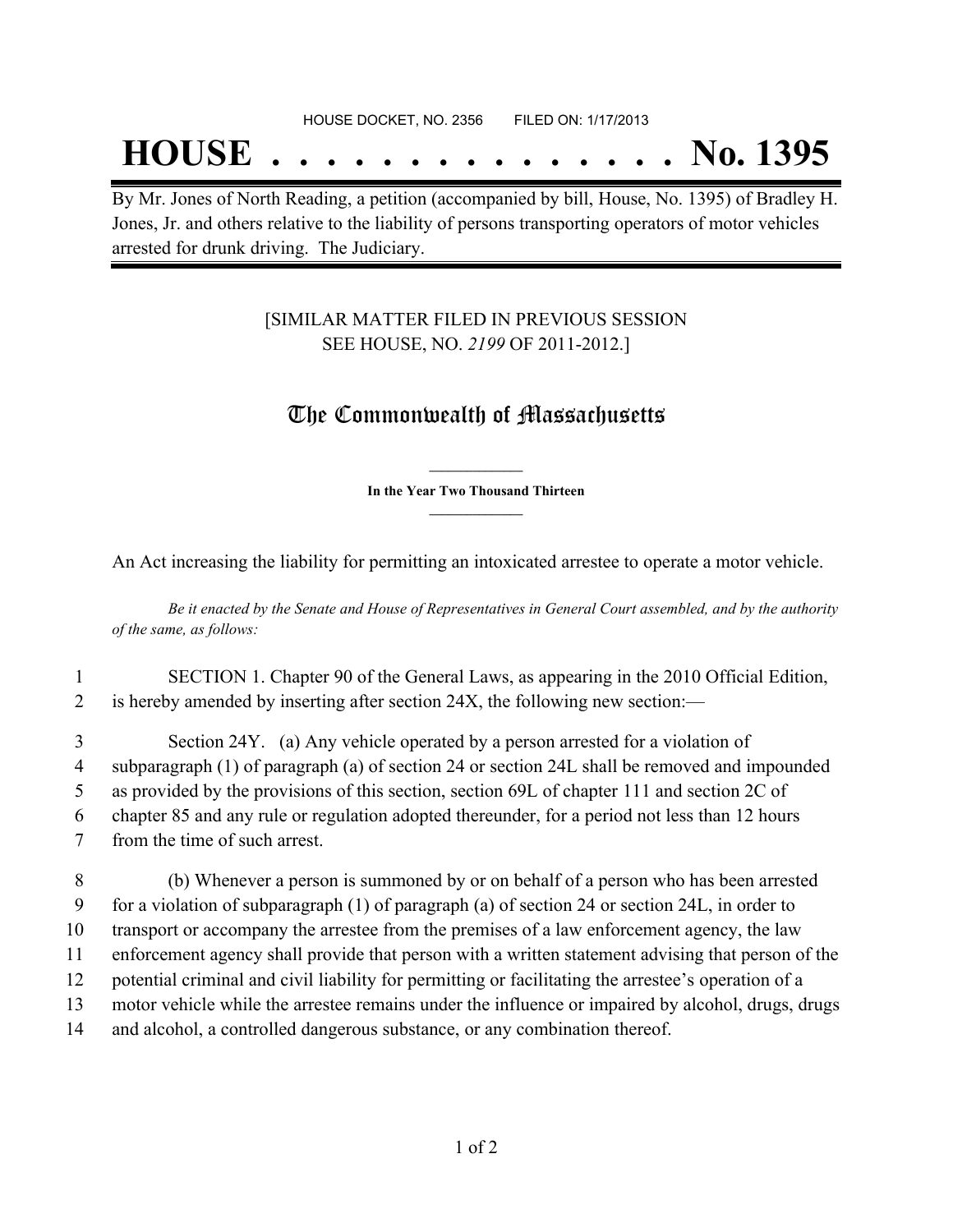HOUSE DOCKET, NO. 2356 FILED ON: 1/17/2013

# HOUSE . . . . . . . . . . . . . . . No. 1395

By Mr. Jones of North Reading, a petition (accompanied by bill, House, No. 1395) of Bradley H. Jones, Jr. and others relative to the liability of persons transporting operators of motor vehicles arrested for drunk driving. The Judiciary.

[SIMILAR MATTER FILED IN PREVIOUS SESSION SEE HOUSE, NO. *2199* OF 2011-2012.]

## The Commonwealth of Massachusetts

**In the Year Two Thousand Thirteen**

An Act increasing the liability for permitting an intoxicated arrestee to operate a motor vehicle.

*Be it enacted by the Senate and House of Representatives in General Court assembled, and by the authority of the same, as follows:*

1 SECTION 1. Chapter 90 of the General Laws, as appearing in the 2010 Official Edition, 2 is hereby amended by inserting after section 24X, the following new section:—

3 Section 24Y. (a) Any vehicle operated by a person arrested for a violation of 4 subparagraph (1) of paragraph (a) of section 24 or section 24L shall be removed and impounded 5 as provided by the provisions of this section, section 69L of chapter 111 and section 2C of 6 chapter 85 and any rule or regulation adopted thereunder, for a period not less than 12 hours 7 from the time of such arrest.

8 (b) Whenever a person is summoned by or on behalf of a person who has been arrested 9 for a violation of subparagraph (1) of paragraph (a) of section 24 or section 24L, in order to 10 transport or accompany the arrestee from the premises of a law enforcement agency, the law 11 enforcement agency shall provide that person with a written statement advising that person of the 12 potential criminal and civil liability for permitting or facilitating the arrestee's operation of a 13 motor vehicle while the arrestee remains under the influence or impaired by alcohol, drugs, drugs 14 and alcohol, a controlled dangerous substance, or any combination thereof.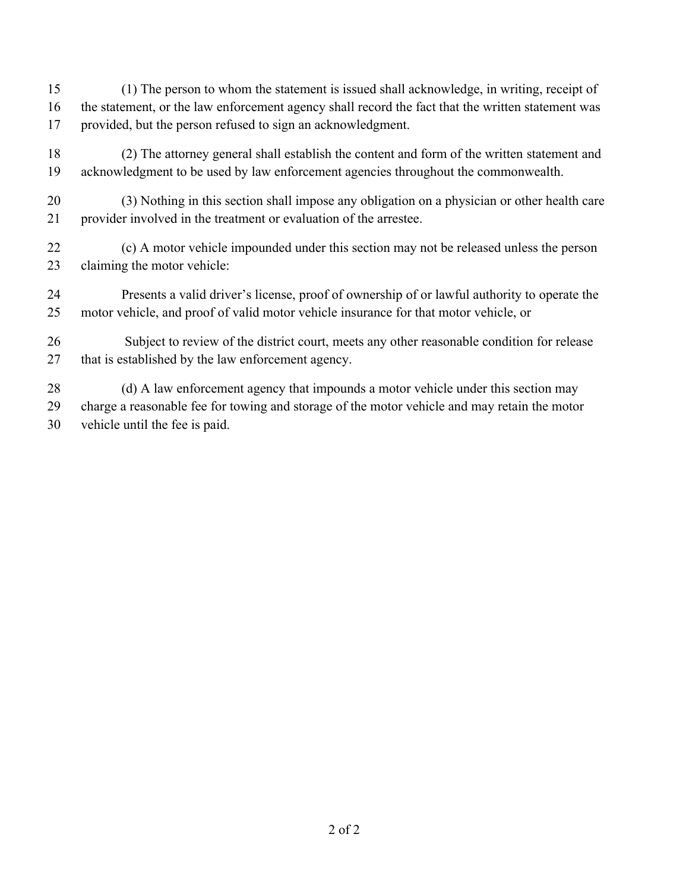(1) The person to whom the statement is issued shall acknowledge, in writing, receipt of the statement, or the law enforcement agency shall record the fact that the written statement was provided, but the person refused to sign an acknowledgment.

(2) The attorney general shall establish the content and form of the written statement and acknowledgment to be used by law enforcement agencies throughout the commonwealth.

(3) Nothing in this section shall impose any obligation on a physician or other health care provider involved in the treatment or evaluation of the arrestee.

(c) A motor vehicle impounded under this section may not be released unless the person claiming the motor vehicle:

Presents a valid driver's license, proof of ownership of or lawful authority to operate the motor vehicle, and proof of valid motor vehicle insurance for that motor vehicle, or

Subject to review of the district court, meets any other reasonable condition for release that is established by the law enforcement agency.

(d) A law enforcement agency that impounds a motor vehicle under this section may charge a reasonable fee for towing and storage of the motor vehicle and may retain the motor vehicle until the fee is paid.